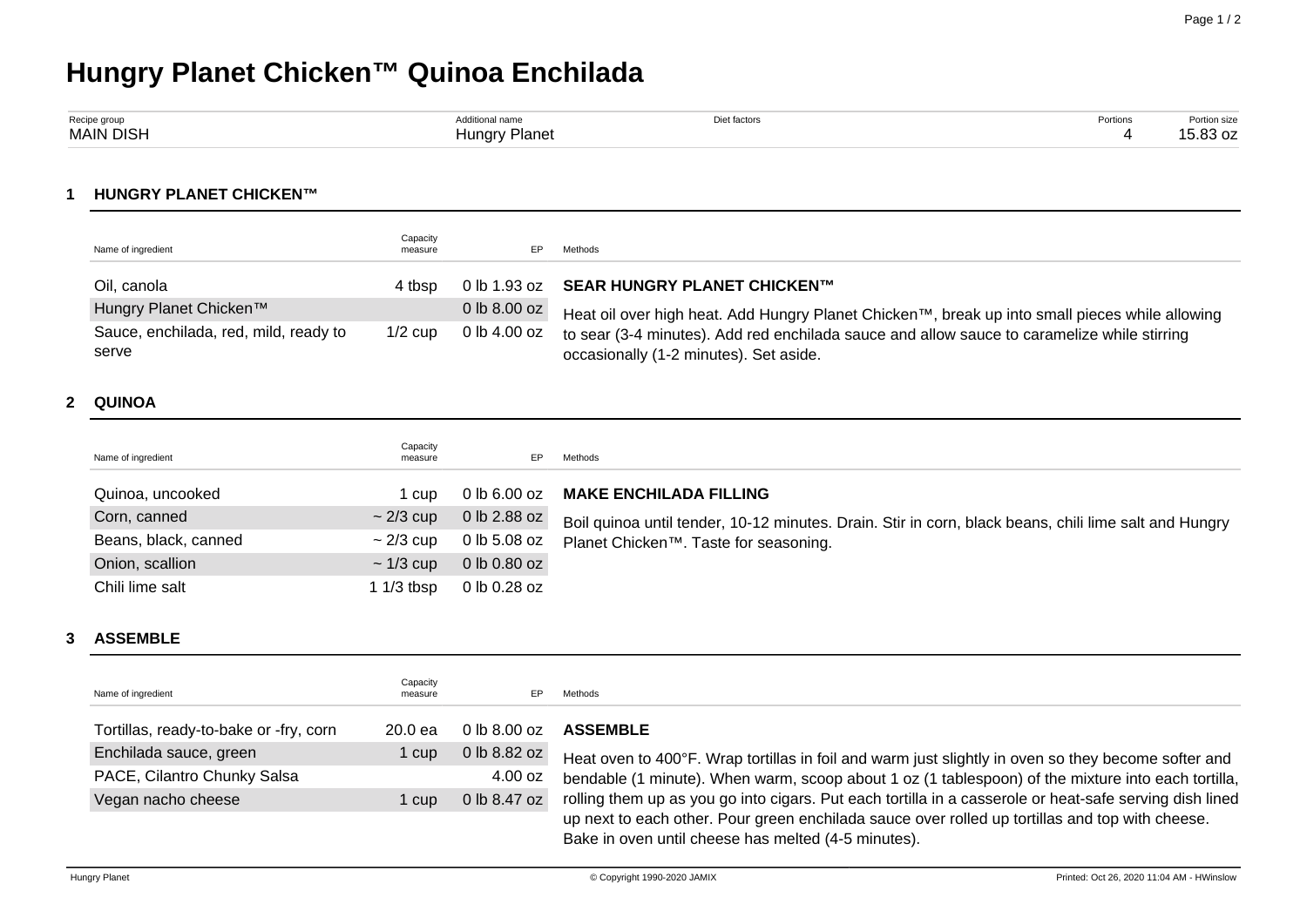# Hungry Planet Chicken™ Quinoa Enchilada

| Recipe group | Additional name | Diet factors | Portions | Portion size |
|---|---|---|---|---|
| MAIN DISH | Hungry Planet | | 4 | 15.83 oz |

## 1 HUNGRY PLANET CHICKEN™

| Name of ingredient | Capacity measure | EP |
|---|---|---|
| Oil, canola | 4 tbsp | 0 lb 1.93 oz |
| Hungry Planet Chicken™ | | 0 lb 8.00 oz |
| Sauce, enchilada, red, mild, ready to serve | 1/2 cup | 0 lb 4.00 oz |

**Methods**

**SEAR HUNGRY PLANET CHICKEN™**

Heat oil over high heat. Add Hungry Planet Chicken™, break up into small pieces while allowing to sear (3-4 minutes). Add red enchilada sauce and allow sauce to caramelize while stirring occasionally (1-2 minutes). Set aside.

## 2 QUINOA

| Name of ingredient | Capacity measure | EP |
|---|---|---|
| Quinoa, uncooked | 1 cup | 0 lb 6.00 oz |
| Corn, canned | ~ 2/3 cup | 0 lb 2.88 oz |
| Beans, black, canned | ~ 2/3 cup | 0 lb 5.08 oz |
| Onion, scallion | ~ 1/3 cup | 0 lb 0.80 oz |
| Chili lime salt | 1 1/3 tbsp | 0 lb 0.28 oz |

**Methods**

**MAKE ENCHILADA FILLING**

Boil quinoa until tender, 10-12 minutes. Drain. Stir in corn, black beans, chili lime salt and Hungry Planet Chicken™. Taste for seasoning.

## 3 ASSEMBLE

| Name of ingredient | Capacity measure | EP |
|---|---|---|
| Tortillas, ready-to-bake or -fry, corn | 20.0 ea | 0 lb 8.00 oz |
| Enchilada sauce, green | 1 cup | 0 lb 8.82 oz |
| PACE, Cilantro Chunky Salsa | | 4.00 oz |
| Vegan nacho cheese | 1 cup | 0 lb 8.47 oz |

**Methods**

**ASSEMBLE**

Heat oven to 400°F. Wrap tortillas in foil and warm just slightly in oven so they become softer and bendable (1 minute). When warm, scoop about 1 oz (1 tablespoon) of the mixture into each tortilla, rolling them up as you go into cigars. Put each tortilla in a casserole or heat-safe serving dish lined up next to each other. Pour green enchilada sauce over rolled up tortillas and top with cheese. Bake in oven until cheese has melted (4-5 minutes).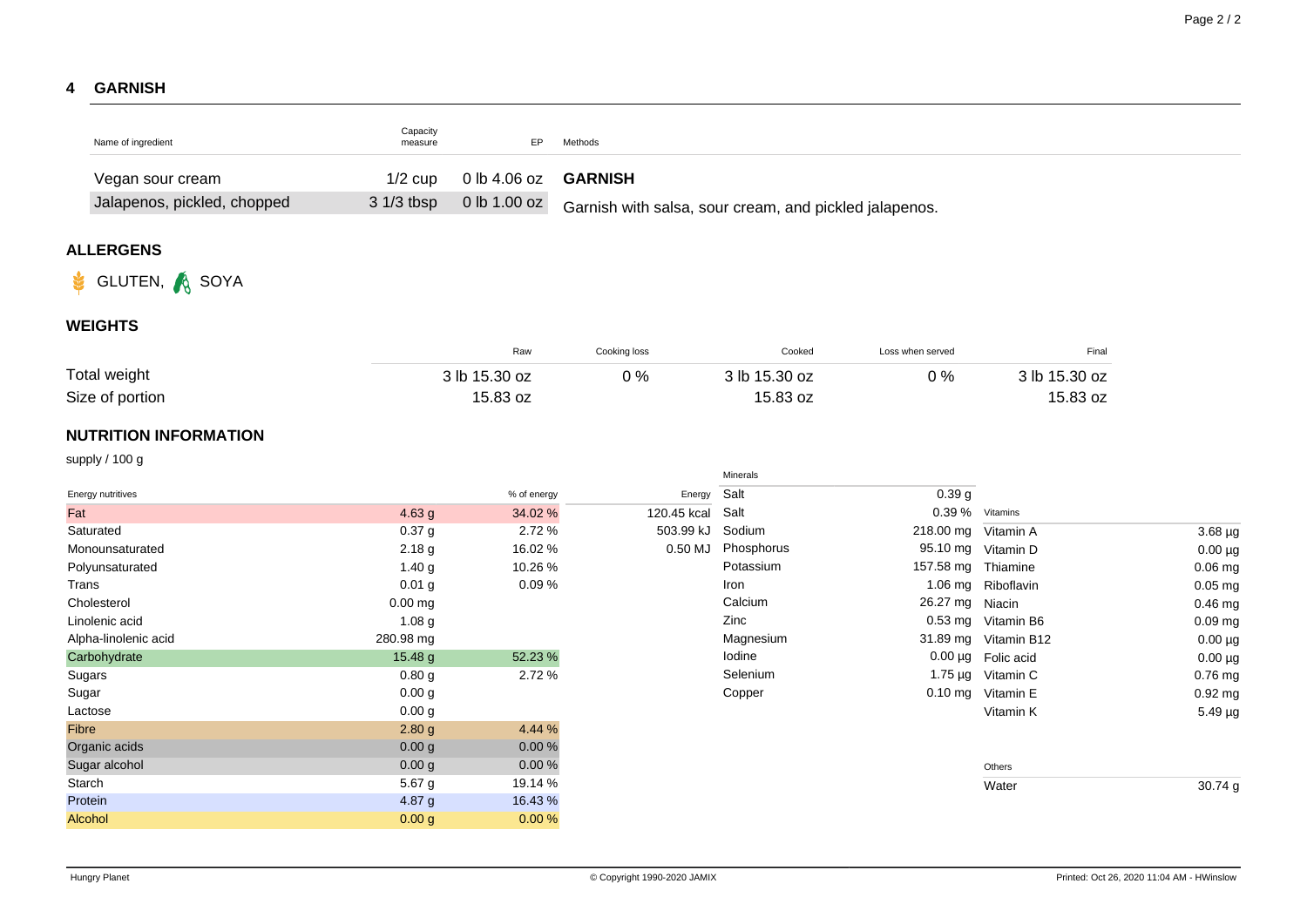## 4 GARNISH

| Name of ingredient | Capacity measure | EP | Methods |
|---|---|---|---|
| Vegan sour cream | 1/2 cup | 0 lb 4.06 oz | **GARNISH** |
| Jalapenos, pickled, chopped | 3 1/3 tbsp | 0 lb 1.00 oz | Garnish with salsa, sour cream, and pickled jalapenos. |

### ALLERGENS

GLUTEN, SOYA

### WEIGHTS

| | Raw | Cooking loss | Cooked | Loss when served | Final |
|---|---|---|---|---|---|
| Total weight | 3 lb 15.30 oz | 0 % | 3 lb 15.30 oz | 0 % | 3 lb 15.30 oz |
| Size of portion | 15.83 oz | | 15.83 oz | | 15.83 oz |

### NUTRITION INFORMATION

supply / 100 g

| Energy nutritives | | % of energy |
|---|---|---|
| Fat | 4.63 g | 34.02 % |
| Saturated | 0.37 g | 2.72 % |
| Monounsaturated | 2.18 g | 16.02 % |
| Polyunsaturated | 1.40 g | 10.26 % |
| Trans | 0.01 g | 0.09 % |
| Cholesterol | 0.00 mg | |
| Linolenic acid | 1.08 g | |
| Alpha-linolenic acid | 280.98 mg | |
| Carbohydrate | 15.48 g | 52.23 % |
| Sugars | 0.80 g | 2.72 % |
| Sugar | 0.00 g | |
| Lactose | 0.00 g | |
| Fibre | 2.80 g | 4.44 % |
| Organic acids | 0.00 g | 0.00 % |
| Sugar alcohol | 0.00 g | 0.00 % |
| Starch | 5.67 g | 19.14 % |
| Protein | 4.87 g | 16.43 % |
| Alcohol | 0.00 g | 0.00 % |

| Energy |
|---|
| 120.45 kcal |
| 503.99 kJ |
| 0.50 MJ |

| Minerals | |
|---|---|
| Salt | 0.39 g |
| Salt | 0.39 % |
| Sodium | 218.00 mg |
| Phosphorus | 95.10 mg |
| Potassium | 157.58 mg |
| Iron | 1.06 mg |
| Calcium | 26.27 mg |
| Zinc | 0.53 mg |
| Magnesium | 31.89 mg |
| Iodine | 0.00 µg |
| Selenium | 1.75 µg |
| Copper | 0.10 mg |

| Vitamins | |
|---|---|
| Vitamin A | 3.68 µg |
| Vitamin D | 0.00 µg |
| Thiamine | 0.06 mg |
| Riboflavin | 0.05 mg |
| Niacin | 0.46 mg |
| Vitamin B6 | 0.09 mg |
| Vitamin B12 | 0.00 µg |
| Folic acid | 0.00 µg |
| Vitamin C | 0.76 mg |
| Vitamin E | 0.92 mg |
| Vitamin K | 5.49 µg |

| Others | |
|---|---|
| Water | 30.74 g |

Hungry Planet © Copyright 1990-2020 JAMIX Printed: Oct 26, 2020 11:04 AM - HWinslow